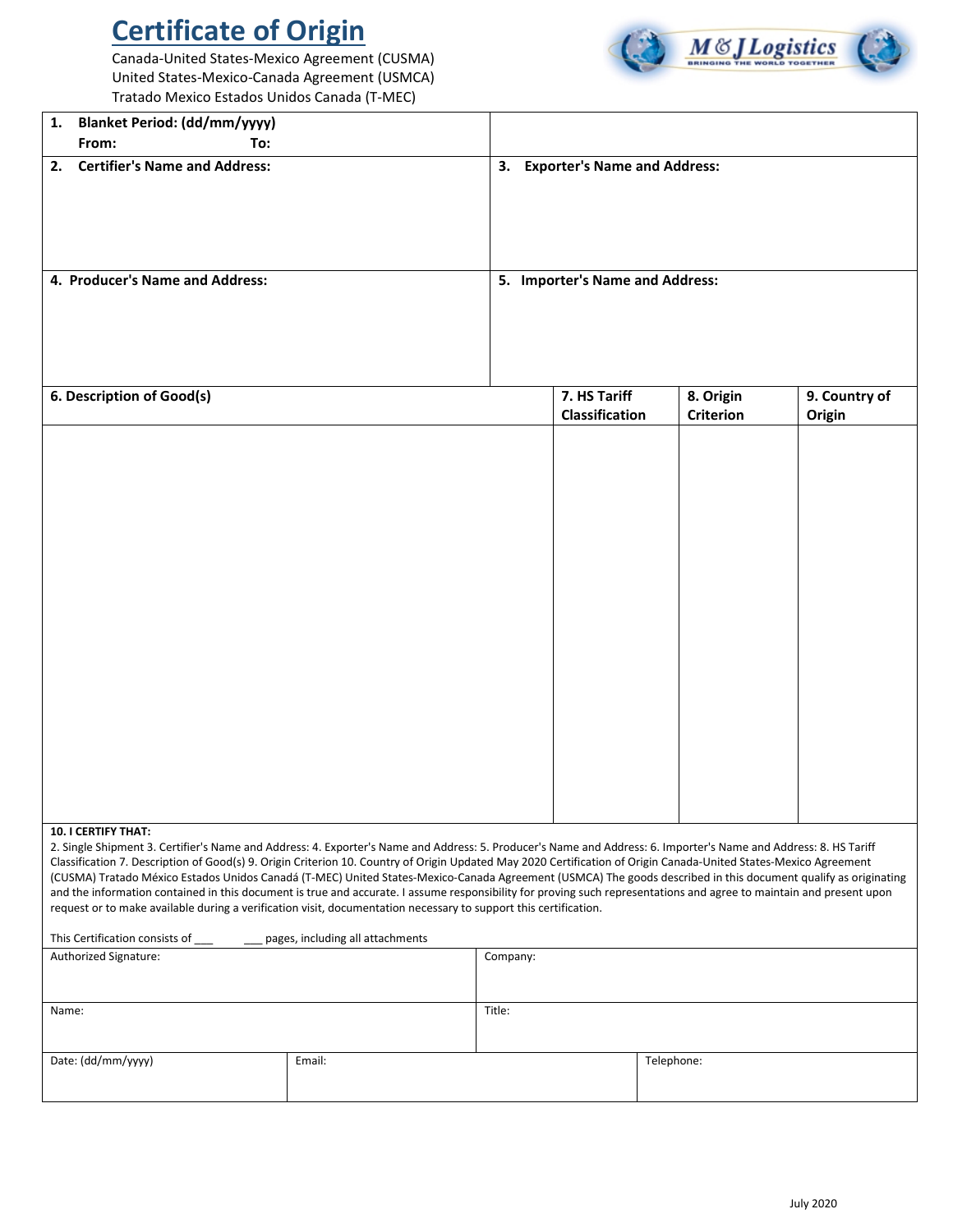# Certificate of Origin

Canada-United States-Mexico Agreement (CUSMA)
United States-Mexico-Canada Agreement (USMCA)
Tratado Mexico Estados Unidos Canada (T-MEC)

M & J Logistics — BRINGING THE WORLD TOGETHER

| **1. Blanket Period: (dd/mm/yyyy)** **From:** **To:** | |
|---|---|
| **2. Certifier's Name and Address:** | **3. Exporter's Name and Address:** |
| **4. Producer's Name and Address:** | **5. Importer's Name and Address:** |

| 6. Description of Good(s) | 7. HS Tariff Classification | 8. Origin Criterion | 9. Country of Origin |
|---|---|---|---|
| | | | |

**10. I CERTIFY THAT:**

2. Single Shipment 3. Certifier's Name and Address: 4. Exporter's Name and Address: 5. Producer's Name and Address: 6. Importer's Name and Address: 8. HS Tariff Classification 7. Description of Good(s) 9. Origin Criterion 10. Country of Origin Updated May 2020 Certification of Origin Canada-United States-Mexico Agreement (CUSMA) Tratado México Estados Unidos Canadá (T-MEC) United States-Mexico-Canada Agreement (USMCA) The goods described in this document qualify as originating and the information contained in this document is true and accurate. I assume responsibility for proving such representations and agree to maintain and present upon request or to make available during a verification visit, documentation necessary to support this certification.

This Certification consists of ___ ___ pages, including all attachments

| Authorized Signature: | Company: |
|---|---|
| Name: | Title: |

| Date: (dd/mm/yyyy) | Email: | Telephone: |
|---|---|---|

July 2020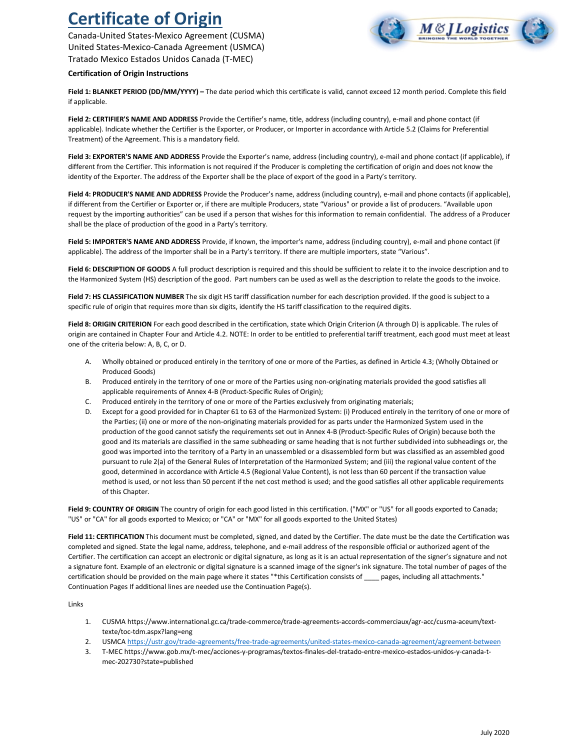# Certificate of Origin

Canada-United States-Mexico Agreement (CUSMA)
United States-Mexico-Canada Agreement (USMCA)
Tratado Mexico Estados Unidos Canada (T-MEC)

**Certification of Origin Instructions**

**Field 1: BLANKET PERIOD (DD/MM/YYYY) –** The date period which this certificate is valid, cannot exceed 12 month period. Complete this field if applicable.

**Field 2: CERTIFIER'S NAME AND ADDRESS** Provide the Certifier's name, title, address (including country), e-mail and phone contact (if applicable). Indicate whether the Certifier is the Exporter, or Producer, or Importer in accordance with Article 5.2 (Claims for Preferential Treatment) of the Agreement. This is a mandatory field.

**Field 3: EXPORTER'S NAME AND ADDRESS** Provide the Exporter's name, address (including country), e-mail and phone contact (if applicable), if different from the Certifier. This information is not required if the Producer is completing the certification of origin and does not know the identity of the Exporter. The address of the Exporter shall be the place of export of the good in a Party's territory.

**Field 4: PRODUCER'S NAME AND ADDRESS** Provide the Producer's name, address (including country), e-mail and phone contacts (if applicable), if different from the Certifier or Exporter or, if there are multiple Producers, state "Various" or provide a list of producers. "Available upon request by the importing authorities" can be used if a person that wishes for this information to remain confidential. The address of a Producer shall be the place of production of the good in a Party's territory.

**Field 5: IMPORTER'S NAME AND ADDRESS** Provide, if known, the importer's name, address (including country), e-mail and phone contact (if applicable). The address of the Importer shall be in a Party's territory. If there are multiple importers, state "Various".

**Field 6: DESCRIPTION OF GOODS** A full product description is required and this should be sufficient to relate it to the invoice description and to the Harmonized System (HS) description of the good. Part numbers can be used as well as the description to relate the goods to the invoice.

**Field 7: HS CLASSIFICATION NUMBER** The six digit HS tariff classification number for each description provided. If the good is subject to a specific rule of origin that requires more than six digits, identify the HS tariff classification to the required digits.

**Field 8: ORIGIN CRITERION** For each good described in the certification, state which Origin Criterion (A through D) is applicable. The rules of origin are contained in Chapter Four and Article 4.2. NOTE: In order to be entitled to preferential tariff treatment, each good must meet at least one of the criteria below: A, B, C, or D.

A. Wholly obtained or produced entirely in the territory of one or more of the Parties, as defined in Article 4.3; (Wholly Obtained or Produced Goods)
B. Produced entirely in the territory of one or more of the Parties using non-originating materials provided the good satisfies all applicable requirements of Annex 4-B (Product-Specific Rules of Origin);
C. Produced entirely in the territory of one or more of the Parties exclusively from originating materials;
D. Except for a good provided for in Chapter 61 to 63 of the Harmonized System: (i) Produced entirely in the territory of one or more of the Parties; (ii) one or more of the non-originating materials provided for as parts under the Harmonized System used in the production of the good cannot satisfy the requirements set out in Annex 4-B (Product-Specific Rules of Origin) because both the good and its materials are classified in the same subheading or same heading that is not further subdivided into subheadings or, the good was imported into the territory of a Party in an unassembled or a disassembled form but was classified as an assembled good pursuant to rule 2(a) of the General Rules of Interpretation of the Harmonized System; and (iii) the regional value content of the good, determined in accordance with Article 4.5 (Regional Value Content), is not less than 60 percent if the transaction value method is used, or not less than 50 percent if the net cost method is used; and the good satisfies all other applicable requirements of this Chapter.

**Field 9: COUNTRY OF ORIGIN** The country of origin for each good listed in this certification. ("MX" or "US" for all goods exported to Canada; "US" or "CA" for all goods exported to Mexico; or "CA" or "MX" for all goods exported to the United States)

**Field 11: CERTIFICATION** This document must be completed, signed, and dated by the Certifier. The date must be the date the Certification was completed and signed. State the legal name, address, telephone, and e-mail address of the responsible official or authorized agent of the Certifier. The certification can accept an electronic or digital signature, as long as it is an actual representation of the signer's signature and not a signature font. Example of an electronic or digital signature is a scanned image of the signer's ink signature. The total number of pages of the certification should be provided on the main page where it states "*this Certification consists of ____ pages, including all attachments." Continuation Pages If additional lines are needed use the Continuation Page(s).

Links

1. CUSMA https://www.international.gc.ca/trade-commerce/trade-agreements-accords-commerciaux/agr-acc/cusma-aceum/text-texte/toc-tdm.aspx?lang=eng
2. USMCA https://ustr.gov/trade-agreements/free-trade-agreements/united-states-mexico-canada-agreement/agreement-between
3. T-MEC https://www.gob.mx/t-mec/acciones-y-programas/textos-finales-del-tratado-entre-mexico-estados-unidos-y-canada-t-mec-202730?state=published

July 2020